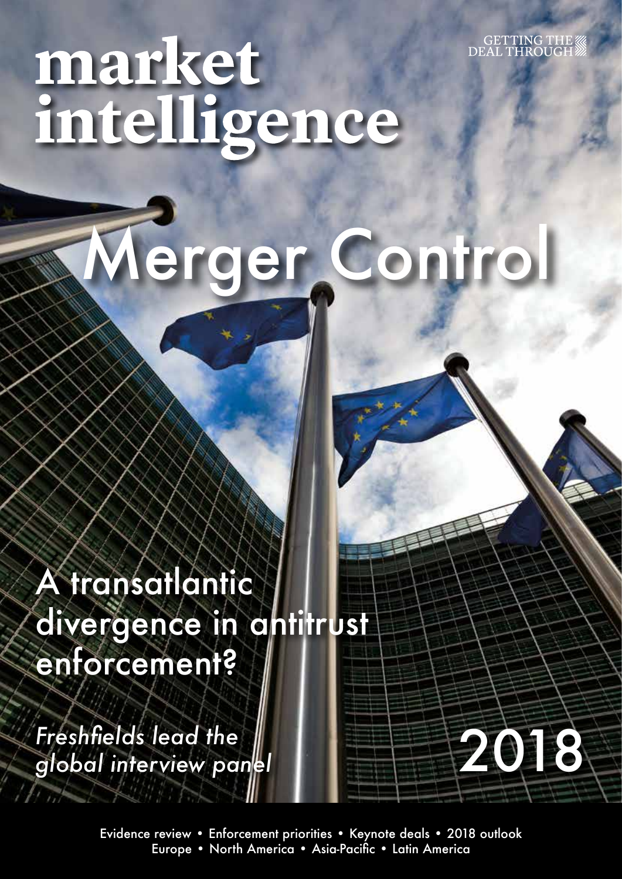GETTING THE DEAL THROUGH

# market intelligence

# Merger Control

## A transatlantic divergence in antitrust enforcement?

*Freshfields lead the global interview panel*

2018

Evidence review • Enforcement priorities • Keynote deals • 2018 outlook
Europe • North America • Asia-Pacific • Latin America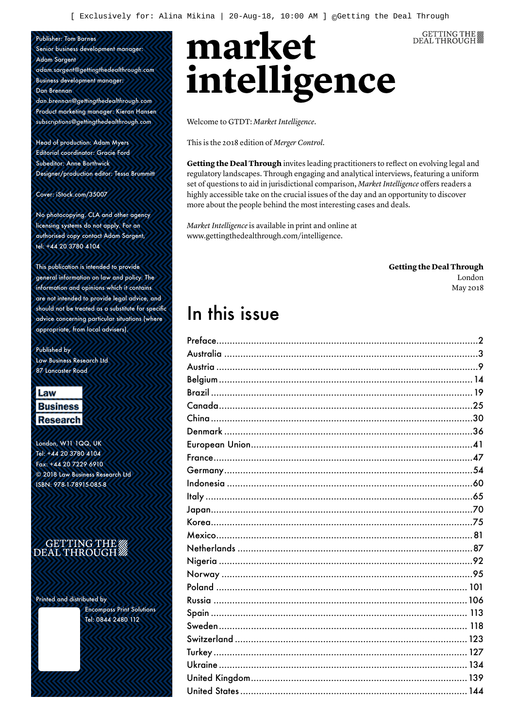[ Exclusively for: Alina Mikina | 20-Aug-18, 10:00 AM ] ©Getting the Deal Through

Publisher: Tom Barnes
Senior business development manager: Adam Sargent
*adam.sargent@gettingthedealthrough.com*
Business development manager: Dan Brennan
*dan.brennan@gettingthedealthrough.com*
Product marketing manager: Kieran Hansen
*subscriptions@gettingthedealthrough.com*

Head of production: Adam Myers
Editorial coordinator: Gracie Ford
Subeditor: Anne Borthwick
Designer/production editor: Tessa Brummitt

Cover: iStock.com/35007

No photocopying. CLA and other agency licensing systems do not apply. For an authorised copy contact Adam Sargent, tel: +44 20 3780 4104

This publication is intended to provide general information on law and policy. The information and opinions which it contains are not intended to provide legal advice, and should not be treated as a substitute for specific advice concerning particular situations (where appropriate, from local advisers).

Published by
Law Business Research Ltd
87 Lancaster Road

Law Business Research

London, W11 1QQ, UK
Tel: +44 20 3780 4104
Fax: +44 20 7229 6910
© 2018 Law Business Research Ltd
ISBN: 978-1-78915-085-8

GETTING THE DEAL THROUGH

Printed and distributed by
Encompass Print Solutions
Tel: 0844 2480 112

# market intelligence

GETTING THE DEAL THROUGH

Welcome to GTDT: *Market Intelligence*.

This is the 2018 edition of *Merger Control*.

**Getting the Deal Through** invites leading practitioners to reflect on evolving legal and regulatory landscapes. Through engaging and analytical interviews, featuring a uniform set of questions to aid in jurisdictional comparison, *Market Intelligence* offers readers a highly accessible take on the crucial issues of the day and an opportunity to discover more about the people behind the most interesting cases and deals.

*Market Intelligence* is available in print and online at www.gettingthedealthrough.com/intelligence.

**Getting the Deal Through**
London
May 2018

## In this issue

Preface ... 2
Australia ... 3
Austria ... 9
Belgium ... 14
Brazil ... 19
Canada ... 25
China ... 30
Denmark ... 36
European Union ... 41
France ... 47
Germany ... 54
Indonesia ... 60
Italy ... 65
Japan ... 70
Korea ... 75
Mexico ... 81
Netherlands ... 87
Nigeria ... 92
Norway ... 95
Poland ... 101
Russia ... 106
Spain ... 113
Sweden ... 118
Switzerland ... 123
Turkey ... 127
Ukraine ... 134
United Kingdom ... 139
United States ... 144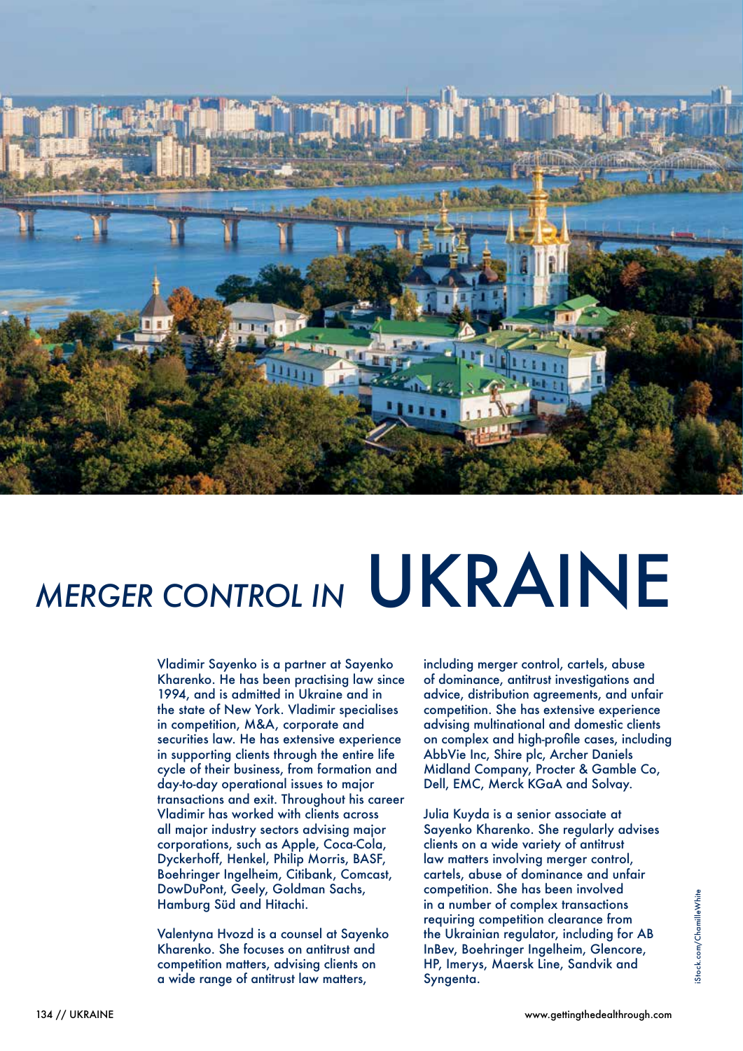# *MERGER CONTROL IN* UKRAINE

Vladimir Sayenko is a partner at Sayenko Kharenko. He has been practising law since 1994, and is admitted in Ukraine and in the state of New York. Vladimir specialises in competition, M&A, corporate and securities law. He has extensive experience in supporting clients through the entire life cycle of their business, from formation and day-to-day operational issues to major transactions and exit. Throughout his career Vladimir has worked with clients across all major industry sectors advising major corporations, such as Apple, Coca-Cola, Dyckerhoff, Henkel, Philip Morris, BASF, Boehringer Ingelheim, Citibank, Comcast, DowDuPont, Geely, Goldman Sachs, Hamburg Süd and Hitachi.

Valentyna Hvozd is a counsel at Sayenko Kharenko. She focuses on antitrust and competition matters, advising clients on a wide range of antitrust law matters, including merger control, cartels, abuse of dominance, antitrust investigations and advice, distribution agreements, and unfair competition. She has extensive experience advising multinational and domestic clients on complex and high-profile cases, including AbbVie Inc, Shire plc, Archer Daniels Midland Company, Procter & Gamble Co, Dell, EMC, Merck KGaA and Solvay.

Julia Kuyda is a senior associate at Sayenko Kharenko. She regularly advises clients on a wide variety of antitrust law matters involving merger control, cartels, abuse of dominance and unfair competition. She has been involved in a number of complex transactions requiring competition clearance from the Ukrainian regulator, including for AB InBev, Boehringer Ingelheim, Glencore, HP, Imerys, Maersk Line, Sandvik and Syngenta.

iStock.com/ChamilleWhite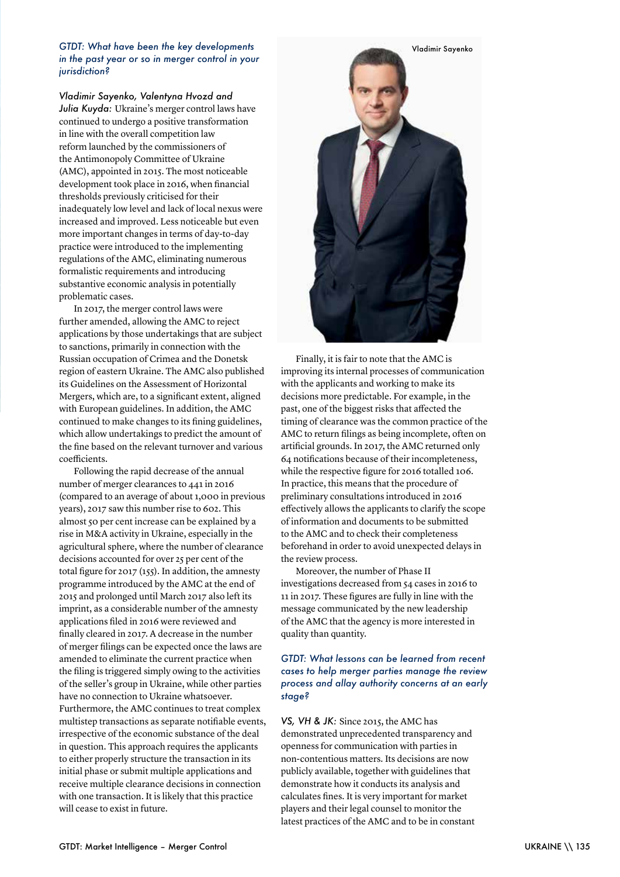*GTDT: What have been the key developments in the past year or so in merger control in your jurisdiction?*

*Vladimir Sayenko, Valentyna Hvozd and Julia Kuyda*: Ukraine's merger control laws have continued to undergo a positive transformation in line with the overall competition law reform launched by the commissioners of the Antimonopoly Committee of Ukraine (AMC), appointed in 2015. The most noticeable development took place in 2016, when financial thresholds previously criticised for their inadequately low level and lack of local nexus were increased and improved. Less noticeable but even more important changes in terms of day-to-day practice were introduced to the implementing regulations of the AMC, eliminating numerous formalistic requirements and introducing substantive economic analysis in potentially problematic cases.

In 2017, the merger control laws were further amended, allowing the AMC to reject applications by those undertakings that are subject to sanctions, primarily in connection with the Russian occupation of Crimea and the Donetsk region of eastern Ukraine. The AMC also published its Guidelines on the Assessment of Horizontal Mergers, which are, to a significant extent, aligned with European guidelines. In addition, the AMC continued to make changes to its fining guidelines, which allow undertakings to predict the amount of the fine based on the relevant turnover and various coefficients.

Following the rapid decrease of the annual number of merger clearances to 441 in 2016 (compared to an average of about 1,000 in previous years), 2017 saw this number rise to 602. This almost 50 per cent increase can be explained by a rise in M&A activity in Ukraine, especially in the agricultural sphere, where the number of clearance decisions accounted for over 25 per cent of the total figure for 2017 (155). In addition, the amnesty programme introduced by the AMC at the end of 2015 and prolonged until March 2017 also left its imprint, as a considerable number of the amnesty applications filed in 2016 were reviewed and finally cleared in 2017. A decrease in the number of merger filings can be expected once the laws are amended to eliminate the current practice when the filing is triggered simply owing to the activities of the seller's group in Ukraine, while other parties have no connection to Ukraine whatsoever. Furthermore, the AMC continues to treat complex multistep transactions as separate notifiable events, irrespective of the economic substance of the deal in question. This approach requires the applicants to either properly structure the transaction in its initial phase or submit multiple applications and receive multiple clearance decisions in connection with one transaction. It is likely that this practice will cease to exist in future.

Vladimir Sayenko

Finally, it is fair to note that the AMC is improving its internal processes of communication with the applicants and working to make its decisions more predictable. For example, in the past, one of the biggest risks that affected the timing of clearance was the common practice of the AMC to return filings as being incomplete, often on artificial grounds. In 2017, the AMC returned only 64 notifications because of their incompleteness, while the respective figure for 2016 totalled 106. In practice, this means that the procedure of preliminary consultations introduced in 2016 effectively allows the applicants to clarify the scope of information and documents to be submitted to the AMC and to check their completeness beforehand in order to avoid unexpected delays in the review process.

Moreover, the number of Phase II investigations decreased from 54 cases in 2016 to 11 in 2017. These figures are fully in line with the message communicated by the new leadership of the AMC that the agency is more interested in quality than quantity.

*GTDT: What lessons can be learned from recent cases to help merger parties manage the review process and allay authority concerns at an early stage?*

*VS, VH & JK*: Since 2015, the AMC has demonstrated unprecedented transparency and openness for communication with parties in non-contentious matters. Its decisions are now publicly available, together with guidelines that demonstrate how it conducts its analysis and calculates fines. It is very important for market players and their legal counsel to monitor the latest practices of the AMC and to be in constant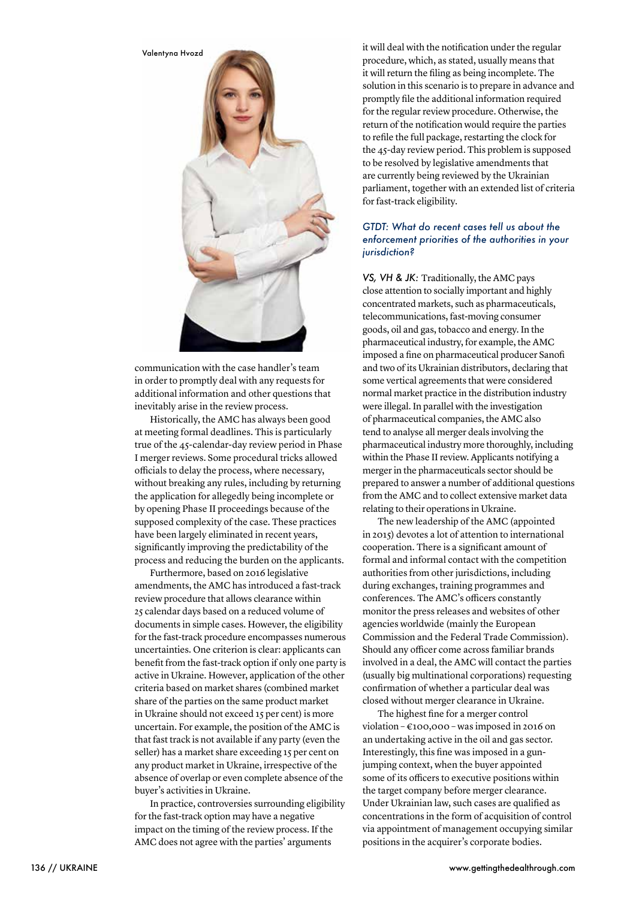Valentyna Hvozd

communication with the case handler's team in order to promptly deal with any requests for additional information and other questions that inevitably arise in the review process.

Historically, the AMC has always been good at meeting formal deadlines. This is particularly true of the 45-calendar-day review period in Phase I merger reviews. Some procedural tricks allowed officials to delay the process, where necessary, without breaking any rules, including by returning the application for allegedly being incomplete or by opening Phase II proceedings because of the supposed complexity of the case. These practices have been largely eliminated in recent years, significantly improving the predictability of the process and reducing the burden on the applicants.

Furthermore, based on 2016 legislative amendments, the AMC has introduced a fast-track review procedure that allows clearance within 25 calendar days based on a reduced volume of documents in simple cases. However, the eligibility for the fast-track procedure encompasses numerous uncertainties. One criterion is clear: applicants can benefit from the fast-track option if only one party is active in Ukraine. However, application of the other criteria based on market shares (combined market share of the parties on the same product market in Ukraine should not exceed 15 per cent) is more uncertain. For example, the position of the AMC is that fast track is not available if any party (even the seller) has a market share exceeding 15 per cent on any product market in Ukraine, irrespective of the absence of overlap or even complete absence of the buyer's activities in Ukraine.

In practice, controversies surrounding eligibility for the fast-track option may have a negative impact on the timing of the review process. If the AMC does not agree with the parties' arguments it will deal with the notification under the regular procedure, which, as stated, usually means that it will return the filing as being incomplete. The solution in this scenario is to prepare in advance and promptly file the additional information required for the regular review procedure. Otherwise, the return of the notification would require the parties to refile the full package, restarting the clock for the 45-day review period. This problem is supposed to be resolved by legislative amendments that are currently being reviewed by the Ukrainian parliament, together with an extended list of criteria for fast-track eligibility.

*GTDT: What do recent cases tell us about the enforcement priorities of the authorities in your jurisdiction?*

*VS, VH & JK:* Traditionally, the AMC pays close attention to socially important and highly concentrated markets, such as pharmaceuticals, telecommunications, fast-moving consumer goods, oil and gas, tobacco and energy. In the pharmaceutical industry, for example, the AMC imposed a fine on pharmaceutical producer Sanofi and two of its Ukrainian distributors, declaring that some vertical agreements that were considered normal market practice in the distribution industry were illegal. In parallel with the investigation of pharmaceutical companies, the AMC also tend to analyse all merger deals involving the pharmaceutical industry more thoroughly, including within the Phase II review. Applicants notifying a merger in the pharmaceuticals sector should be prepared to answer a number of additional questions from the AMC and to collect extensive market data relating to their operations in Ukraine.

The new leadership of the AMC (appointed in 2015) devotes a lot of attention to international cooperation. There is a significant amount of formal and informal contact with the competition authorities from other jurisdictions, including during exchanges, training programmes and conferences. The AMC's officers constantly monitor the press releases and websites of other agencies worldwide (mainly the European Commission and the Federal Trade Commission). Should any officer come across familiar brands involved in a deal, the AMC will contact the parties (usually big multinational corporations) requesting confirmation of whether a particular deal was closed without merger clearance in Ukraine.

The highest fine for a merger control violation – €100,000 – was imposed in 2016 on an undertaking active in the oil and gas sector. Interestingly, this fine was imposed in a gun-jumping context, when the buyer appointed some of its officers to executive positions within the target company before merger clearance. Under Ukrainian law, such cases are qualified as concentrations in the form of acquisition of control via appointment of management occupying similar positions in the acquirer's corporate bodies.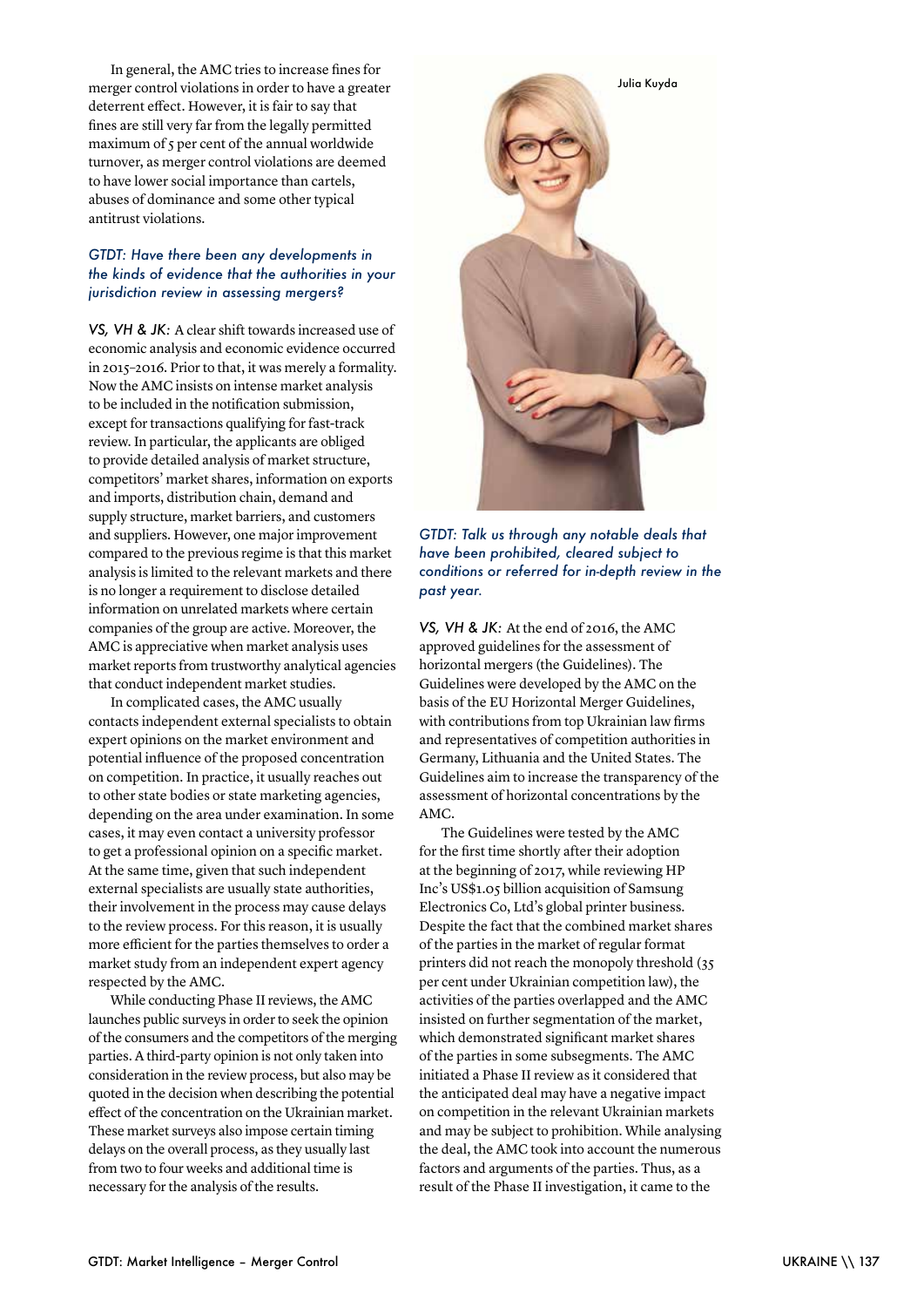In general, the AMC tries to increase fines for merger control violations in order to have a greater deterrent effect. However, it is fair to say that fines are still very far from the legally permitted maximum of 5 per cent of the annual worldwide turnover, as merger control violations are deemed to have lower social importance than cartels, abuses of dominance and some other typical antitrust violations.

*GTDT: Have there been any developments in the kinds of evidence that the authorities in your jurisdiction review in assessing mergers?*

*VS, VH & JK:* A clear shift towards increased use of economic analysis and economic evidence occurred in 2015–2016. Prior to that, it was merely a formality. Now the AMC insists on intense market analysis to be included in the notification submission, except for transactions qualifying for fast-track review. In particular, the applicants are obliged to provide detailed analysis of market structure, competitors' market shares, information on exports and imports, distribution chain, demand and supply structure, market barriers, and customers and suppliers. However, one major improvement compared to the previous regime is that this market analysis is limited to the relevant markets and there is no longer a requirement to disclose detailed information on unrelated markets where certain companies of the group are active. Moreover, the AMC is appreciative when market analysis uses market reports from trustworthy analytical agencies that conduct independent market studies.

In complicated cases, the AMC usually contacts independent external specialists to obtain expert opinions on the market environment and potential influence of the proposed concentration on competition. In practice, it usually reaches out to other state bodies or state marketing agencies, depending on the area under examination. In some cases, it may even contact a university professor to get a professional opinion on a specific market. At the same time, given that such independent external specialists are usually state authorities, their involvement in the process may cause delays to the review process. For this reason, it is usually more efficient for the parties themselves to order a market study from an independent expert agency respected by the AMC.

While conducting Phase II reviews, the AMC launches public surveys in order to seek the opinion of the consumers and the competitors of the merging parties. A third-party opinion is not only taken into consideration in the review process, but also may be quoted in the decision when describing the potential effect of the concentration on the Ukrainian market. These market surveys also impose certain timing delays on the overall process, as they usually last from two to four weeks and additional time is necessary for the analysis of the results.

Julia Kuyda

*GTDT: Talk us through any notable deals that have been prohibited, cleared subject to conditions or referred for in-depth review in the past year.*

*VS, VH & JK:* At the end of 2016, the AMC approved guidelines for the assessment of horizontal mergers (the Guidelines). The Guidelines were developed by the AMC on the basis of the EU Horizontal Merger Guidelines, with contributions from top Ukrainian law firms and representatives of competition authorities in Germany, Lithuania and the United States. The Guidelines aim to increase the transparency of the assessment of horizontal concentrations by the AMC.

The Guidelines were tested by the AMC for the first time shortly after their adoption at the beginning of 2017, while reviewing HP Inc's US$1.05 billion acquisition of Samsung Electronics Co, Ltd's global printer business. Despite the fact that the combined market shares of the parties in the market of regular format printers did not reach the monopoly threshold (35 per cent under Ukrainian competition law), the activities of the parties overlapped and the AMC insisted on further segmentation of the market, which demonstrated significant market shares of the parties in some subsegments. The AMC initiated a Phase II review as it considered that the anticipated deal may have a negative impact on competition in the relevant Ukrainian markets and may be subject to prohibition. While analysing the deal, the AMC took into account the numerous factors and arguments of the parties. Thus, as a result of the Phase II investigation, it came to the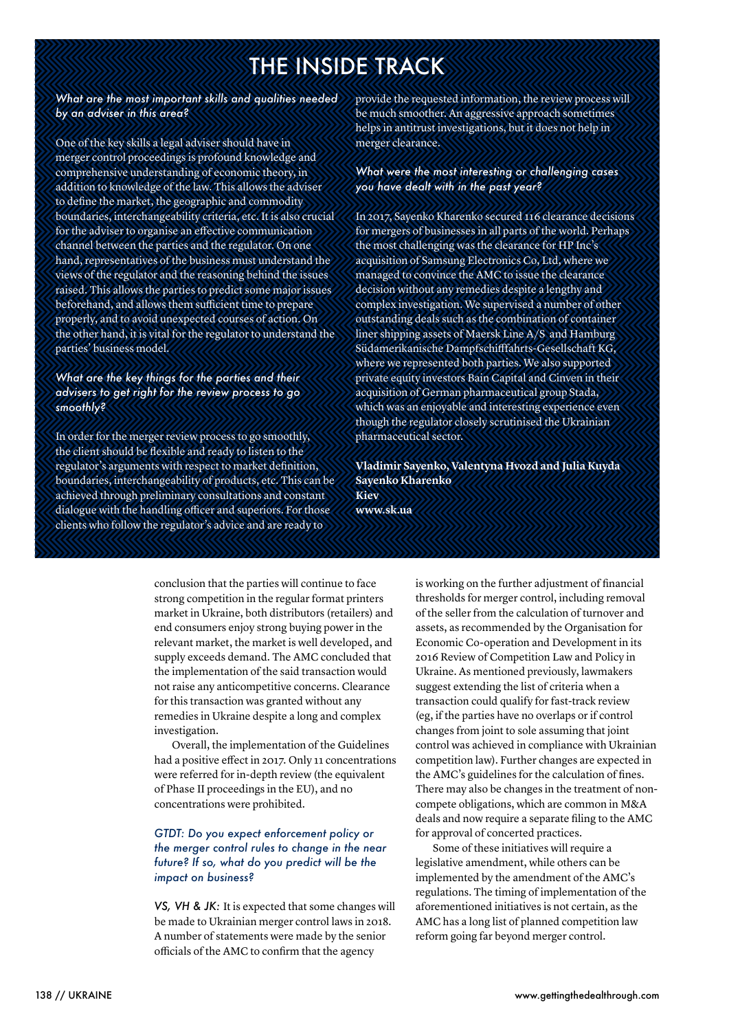## THE INSIDE TRACK

*What are the most important skills and qualities needed by an adviser in this area?*

One of the key skills a legal adviser should have in merger control proceedings is profound knowledge and comprehensive understanding of economic theory, in addition to knowledge of the law. This allows the adviser to define the market, the geographic and commodity boundaries, interchangeability criteria, etc. It is also crucial for the adviser to organise an effective communication channel between the parties and the regulator. On one hand, representatives of the business must understand the views of the regulator and the reasoning behind the issues raised. This allows the parties to predict some major issues beforehand, and allows them sufficient time to prepare properly, and to avoid unexpected courses of action. On the other hand, it is vital for the regulator to understand the parties' business model.

*What are the key things for the parties and their advisers to get right for the review process to go smoothly?*

In order for the merger review process to go smoothly, the client should be flexible and ready to listen to the regulator's arguments with respect to market definition, boundaries, interchangeability of products, etc. This can be achieved through preliminary consultations and constant dialogue with the handling officer and superiors. For those clients who follow the regulator's advice and are ready to provide the requested information, the review process will be much smoother. An aggressive approach sometimes helps in antitrust investigations, but it does not help in merger clearance.

*What were the most interesting or challenging cases you have dealt with in the past year?*

In 2017, Sayenko Kharenko secured 116 clearance decisions for mergers of businesses in all parts of the world. Perhaps the most challenging was the clearance for HP Inc's acquisition of Samsung Electronics Co, Ltd, where we managed to convince the AMC to issue the clearance decision without any remedies despite a lengthy and complex investigation. We supervised a number of other outstanding deals such as the combination of container liner shipping assets of Maersk Line A/S and Hamburg Südamerikanische Dampfschifffahrts-Gesellschaft KG, where we represented both parties. We also supported private equity investors Bain Capital and Cinven in their acquisition of German pharmaceutical group Stada, which was an enjoyable and interesting experience even though the regulator closely scrutinised the Ukrainian pharmaceutical sector.

**Vladimir Sayenko, Valentyna Hvozd and Julia Kuyda**
**Sayenko Kharenko**
**Kiev**
**www.sk.ua**

conclusion that the parties will continue to face strong competition in the regular format printers market in Ukraine, both distributors (retailers) and end consumers enjoy strong buying power in the relevant market, the market is well developed, and supply exceeds demand. The AMC concluded that the implementation of the said transaction would not raise any anticompetitive concerns. Clearance for this transaction was granted without any remedies in Ukraine despite a long and complex investigation.

Overall, the implementation of the Guidelines had a positive effect in 2017. Only 11 concentrations were referred for in-depth review (the equivalent of Phase II proceedings in the EU), and no concentrations were prohibited.

*GTDT: Do you expect enforcement policy or the merger control rules to change in the near future? If so, what do you predict will be the impact on business?*

*VS, VH & JK:* It is expected that some changes will be made to Ukrainian merger control laws in 2018. A number of statements were made by the senior officials of the AMC to confirm that the agency is working on the further adjustment of financial thresholds for merger control, including removal of the seller from the calculation of turnover and assets, as recommended by the Organisation for Economic Co-operation and Development in its 2016 Review of Competition Law and Policy in Ukraine. As mentioned previously, lawmakers suggest extending the list of criteria when a transaction could qualify for fast-track review (eg, if the parties have no overlaps or if control changes from joint to sole assuming that joint control was achieved in compliance with Ukrainian competition law). Further changes are expected in the AMC's guidelines for the calculation of fines. There may also be changes in the treatment of non-compete obligations, which are common in M&A deals and now require a separate filing to the AMC for approval of concerted practices.

Some of these initiatives will require a legislative amendment, while others can be implemented by the amendment of the AMC's regulations. The timing of implementation of the aforementioned initiatives is not certain, as the AMC has a long list of planned competition law reform going far beyond merger control.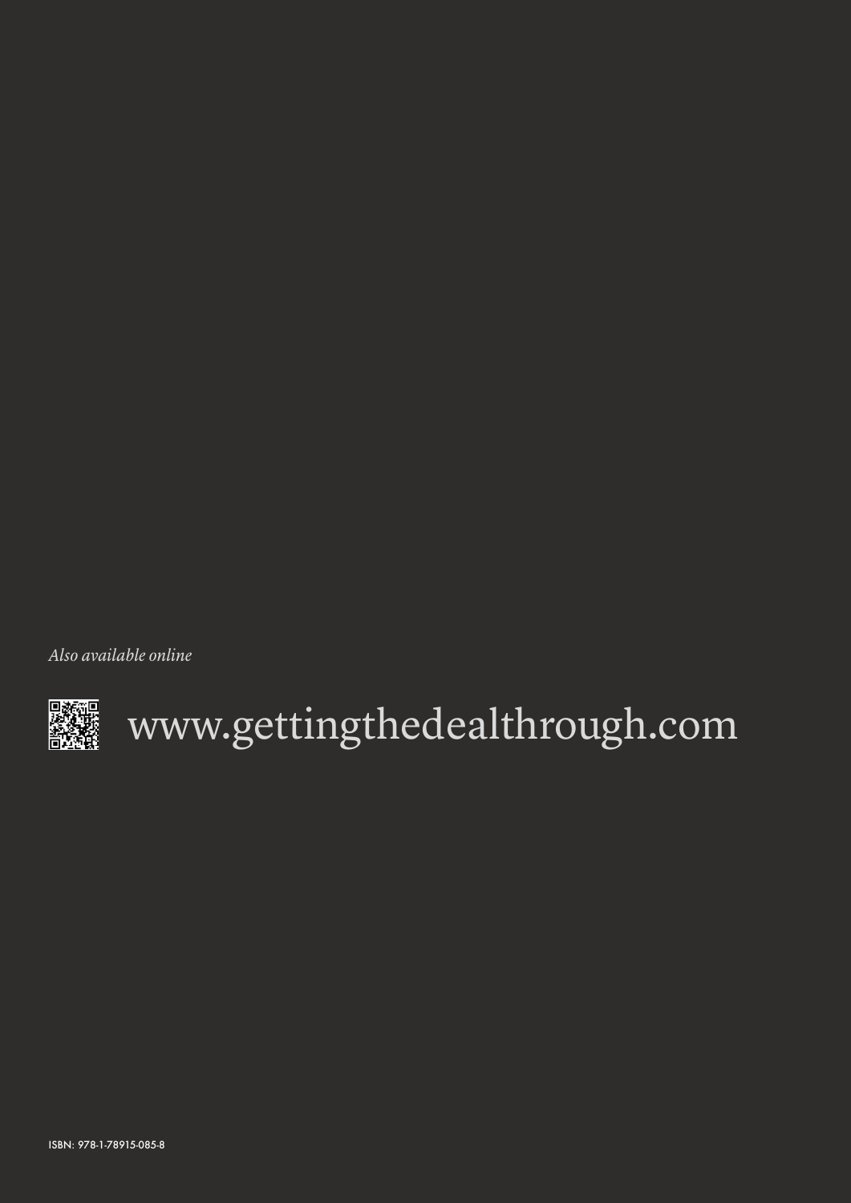*Also available online*

www.gettingthedealthrough.com

ISBN: 978-1-78915-085-8